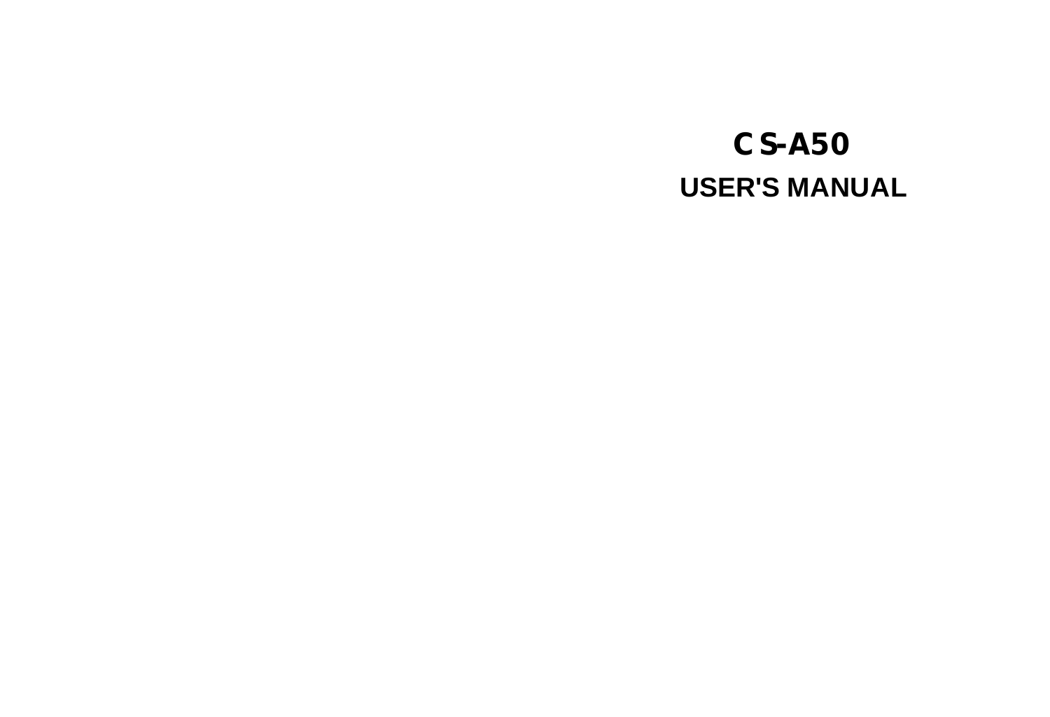# CS-A50

## USER'S MANUAL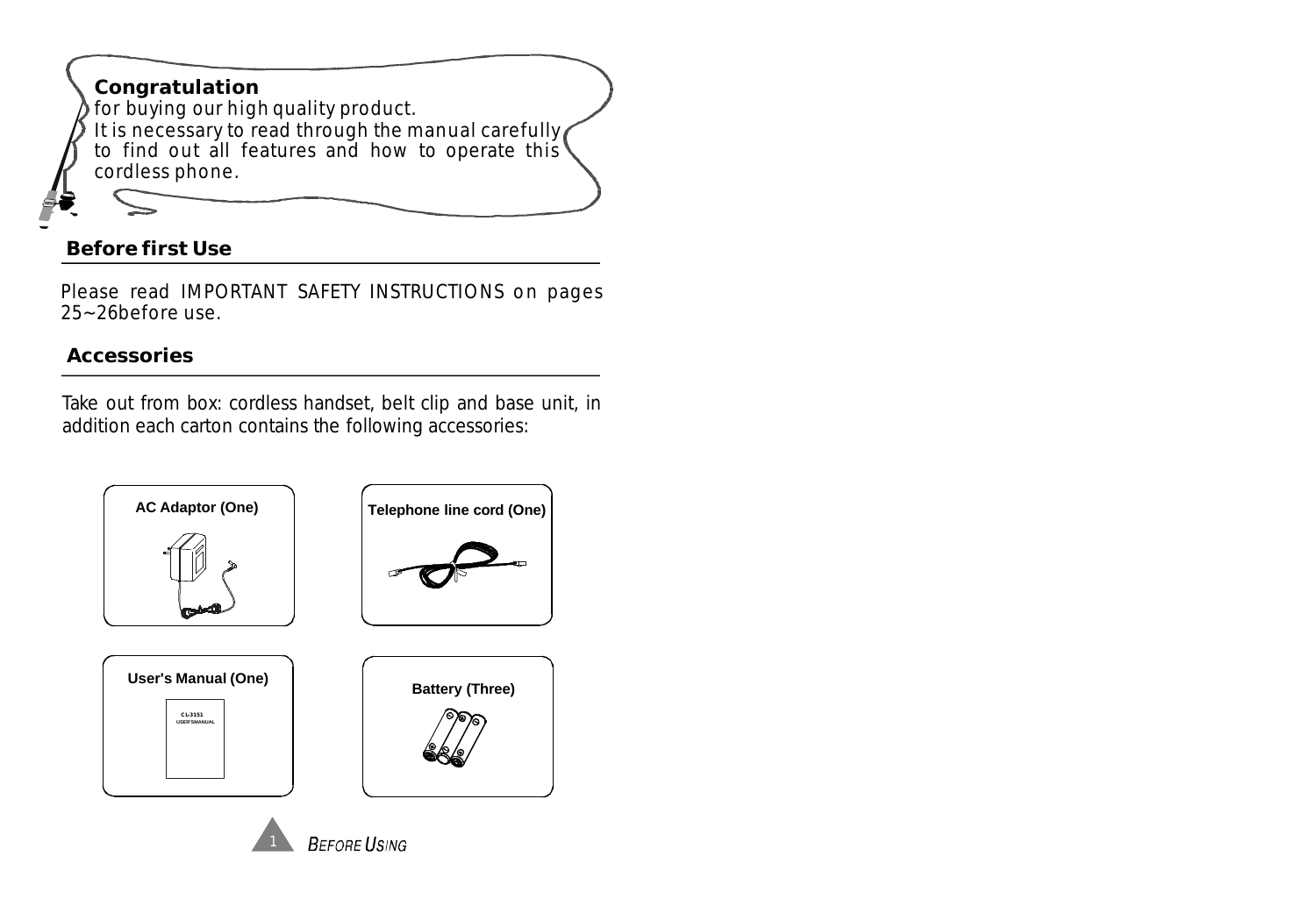**Congratulation**

for buying our high quality product.

It is necessary to read through the manual carefully to find out all features and how to operate this cordless phone.

## Before first Use

Please read IMPORTANT SAFETY INSTRUCTIONS on pages 25~26before use.

## Accessories

Take out from box: cordless handset, belt clip and base unit, in addition each carton contains the following accessories:

- AC Adaptor (One)
- Telephone line cord (One)
- User's Manual (One)
- Battery (Three)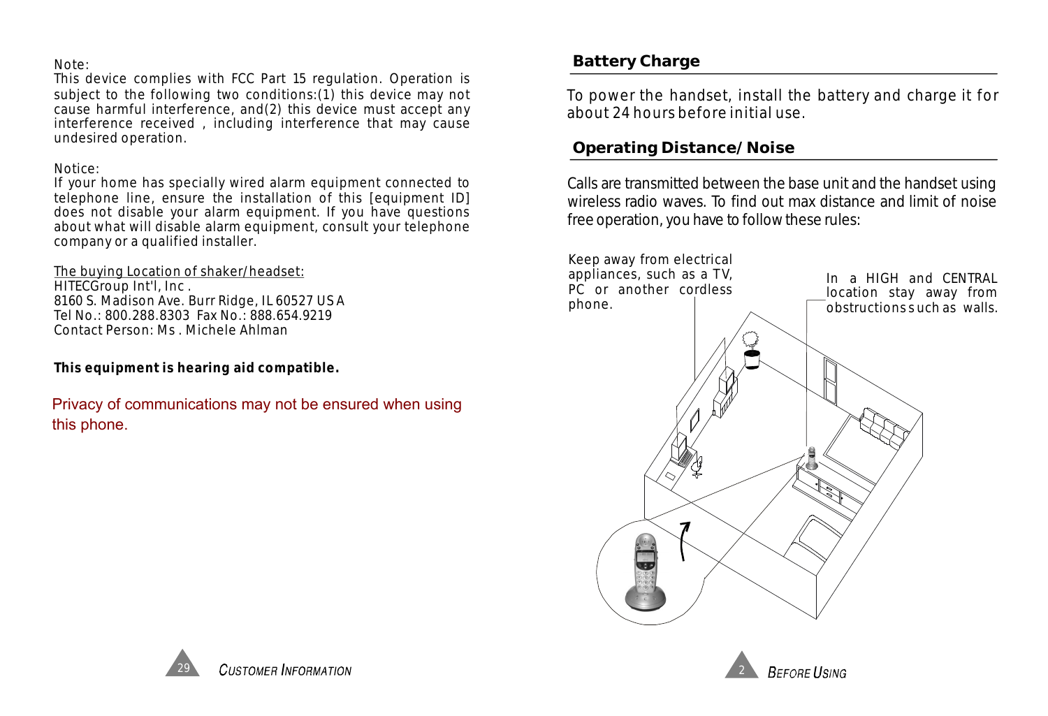Note:
This device complies with FCC Part 15 regulation. Operation is subject to the following two conditions:(1) this device may not cause harmful interference, and(2) this device must accept any interference received , including interference that may cause undesired operation.

Notice:
If your home has specially wired alarm equipment connected to telephone line, ensure the installation of this [equipment ID] does not disable your alarm equipment. If you have questions about what will disable alarm equipment, consult your telephone company or a qualified installer.

The buying Location of shaker/headset:
HITECGroup Int'l, Inc .
8160 S. Madison Ave. Burr Ridge, IL 60527 USA
Tel No.: 800.288.8303 Fax No.: 888.654.9219
Contact Person: Ms . Michele Ahlman

**This equipment is hearing aid compatible.**

Privacy of communications may not be ensured when using this phone.

## Battery Charge

To power the handset, install the battery and charge it for about 24 hours before initial use.

## Operating Distance/Noise

Calls are transmitted between the base unit and the handset using wireless radio waves. To find out max distance and limit of noise free operation, you have to follow these rules:

Keep away from electrical appliances, such as a TV, PC or another cordless phone.

In a HIGH and CENTRAL location stay away from obstructions such as walls.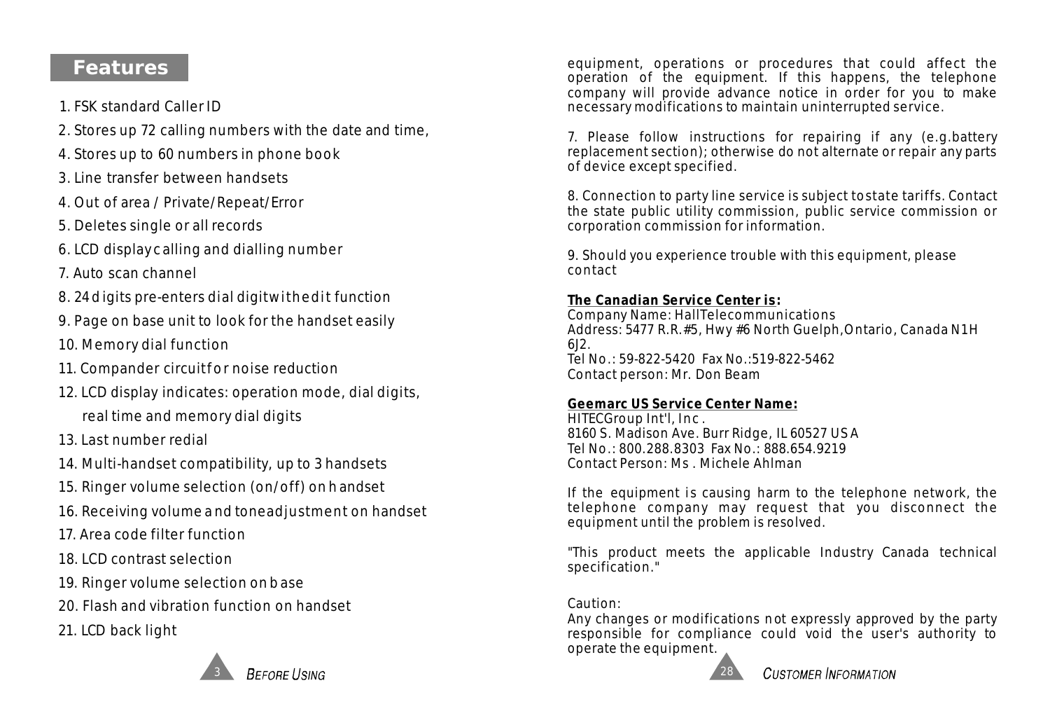## Features

1. FSK standard Caller ID
2. Stores up 72 calling numbers with the date and time,
4. Stores up to 60 numbers in phone book
3. Line transfer between handsets
4. Out of area / Private/Repeat/Error
5. Deletes single or all records
6. LCD display calling and dialling number
7. Auto scan channel
8. 24 digits pre-enters dial digit with edit function
9. Page on base unit to look for the handset easily
10. Memory dial function
11. Compander circuit for noise reduction
12. LCD display indicates: operation mode, dial digits, real time and memory dial digits
13. Last number redial
14. Multi-handset compatibility, up to 3 handsets
15. Ringer volume selection (on/off) on handset
16. Receiving volume and tone adjustment on handset
17. Area code filter function
18. LCD contrast selection
19. Ringer volume selection on base
20. Flash and vibration function on handset
21. LCD back light

equipment, operations or procedures that could affect the operation of the equipment. If this happens, the telephone company will provide advance notice in order for you to make necessary modifications to maintain uninterrupted service.

7. Please follow instructions for repairing if any (e.g.battery replacement section); otherwise do not alternate or repair any parts of device except specified.

8. Connection to party line service is subject to state tariffs. Contact the state public utility commission, public service commission or corporation commission for information.

9. Should you experience trouble with this equipment, please contact

**The Canadian Service Center is:**
Company Name: HallTelecommunications
Address: 5477 R.R.#5, Hwy #6 North Guelph,Ontario, Canada N1H 6J2.
Tel No.: 59-822-5420 Fax No.:519-822-5462
Contact person: Mr. Don Beam

**Geemarc US Service Center Name:**
HITECGroup Int'l, Inc .
8160 S. Madison Ave. Burr Ridge, IL 60527 USA
Tel No.: 800.288.8303 Fax No.: 888.654.9219
Contact Person: Ms . Michele Ahlman

If the equipment is causing harm to the telephone network, the telephone company may request that you disconnect the equipment until the problem is resolved.

"This product meets the applicable Industry Canada technical specification."

Caution:
Any changes or modifications not expressly approved by the party responsible for compliance could void the user's authority to operate the equipment.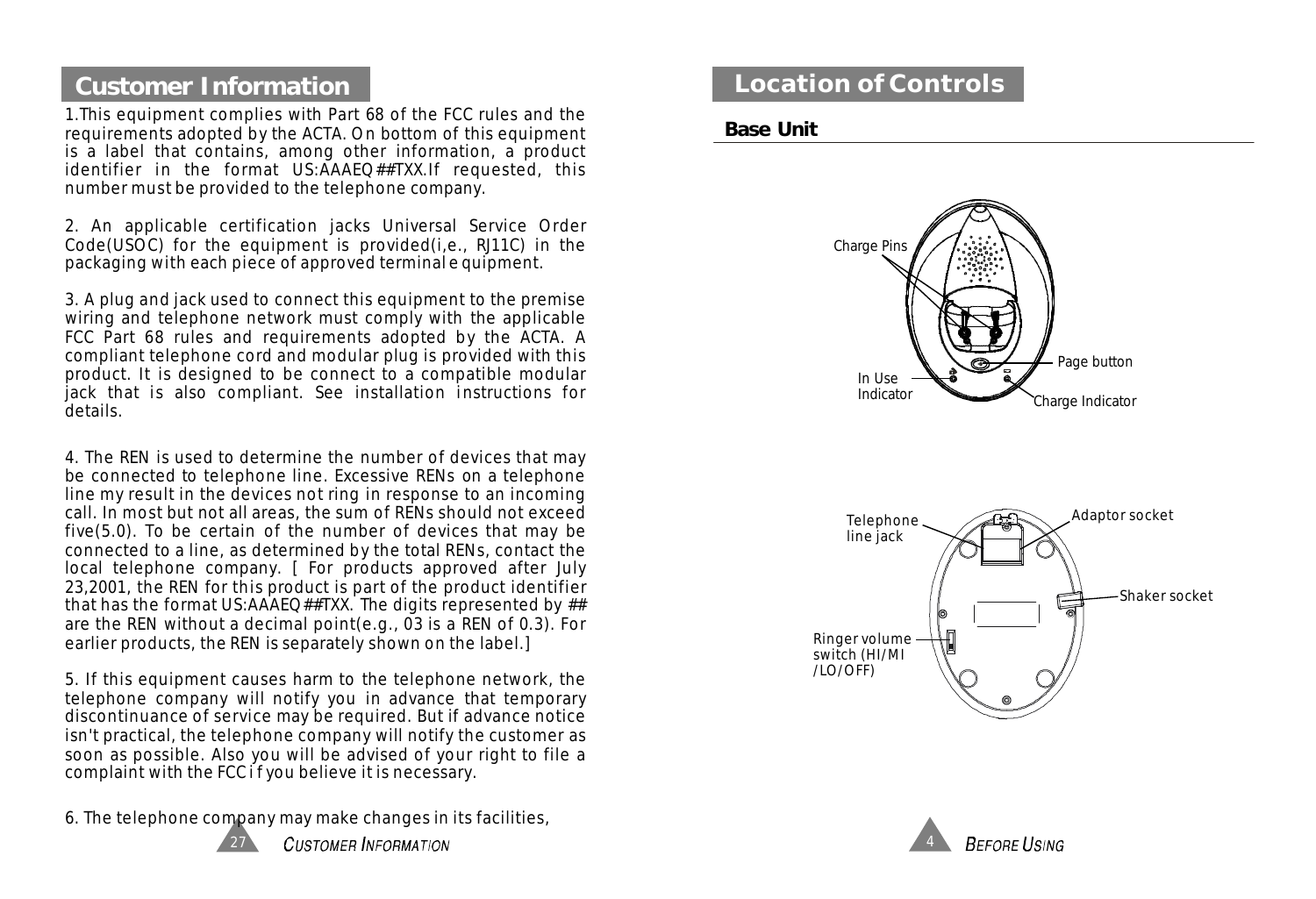## Customer Information

1.This equipment complies with Part 68 of the FCC rules and the requirements adopted by the ACTA. On bottom of this equipment is a label that contains, among other information, a product identifier in the format US:AAAEQ##TXX.If requested, this number must be provided to the telephone company.

2. An applicable certification jacks Universal Service Order Code(USOC) for the equipment is provided(i,e., RJ11C) in the packaging with each piece of approved terminal equipment.

3. A plug and jack used to connect this equipment to the premise wiring and telephone network must comply with the applicable FCC Part 68 rules and requirements adopted by the ACTA. A compliant telephone cord and modular plug is provided with this product. It is designed to be connect to a compatible modular jack that is also compliant. See installation instructions for details.

4. The REN is used to determine the number of devices that may be connected to telephone line. Excessive RENs on a telephone line my result in the devices not ring in response to an incoming call. In most but not all areas, the sum of RENs should not exceed five(5.0). To be certain of the number of devices that may be connected to a line, as determined by the total RENs, contact the local telephone company. [ For products approved after July 23,2001, the REN for this product is part of the product identifier that has the format US:AAAEQ##TXX. The digits represented by ## are the REN without a decimal point(e.g., 03 is a REN of 0.3). For earlier products, the REN is separately shown on the label.]

5. If this equipment causes harm to the telephone network, the telephone company will notify you in advance that temporary discontinuance of service may be required. But if advance notice isn't practical, the telephone company will notify the customer as soon as possible. Also you will be advised of your right to file a complaint with the FCC if you believe it is necessary.

6. The telephone company may make changes in its facilities,

## Location of Controls

### Base Unit

Charge Pins

Page button

In Use Indicator

Charge Indicator

Telephone line jack

Adaptor socket

Shaker socket

Ringer volume switch (HI/MI /LO/OFF)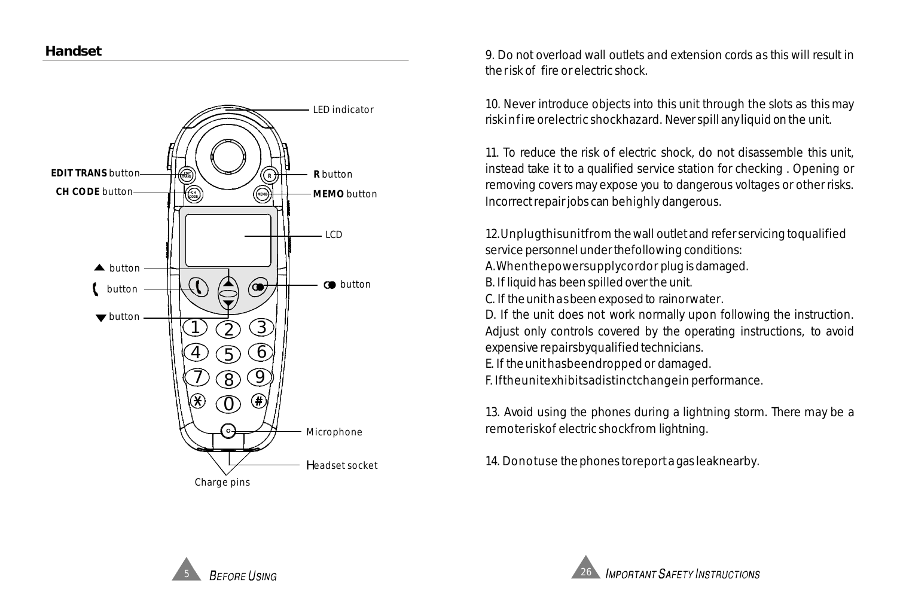## Handset

LED indicator

**EDIT TRANS** button

**CH CODE** button

**R** button

**MEMO** button

LCD

▲ button

( button

▼ button

◐ button

Microphone

Headset socket

Charge pins

9. Do not overload wall outlets and extension cords as this will result in the risk of fire or electric shock.

10. Never introduce objects into this unit through the slots as this may risk in fire or electric shock hazard. Never spill any liquid on the unit.

11. To reduce the risk of electric shock, do not disassemble this unit, instead take it to a qualified service station for checking . Opening or removing covers may expose you to dangerous voltages or other risks. Incorrect repair jobs can be highly dangerous.

12. Unplug this unit from the wall outlet and refer servicing to qualified service personnel under the following conditions:

A. When the power supply cord or plug is damaged.

B. If liquid has been spilled over the unit.

C. If the unit has been exposed to rain or water.

D. If the unit does not work normally upon following the instruction. Adjust only controls covered by the operating instructions, to avoid expensive repairs by qualified technicians.

E. If the unit has been dropped or damaged.

F. If the unit exhibits a distinct change in performance.

13. Avoid using the phones during a lightning storm. There may be a remote risk of electric shock from lightning.

14. Do not use the phones to report a gas leak nearby.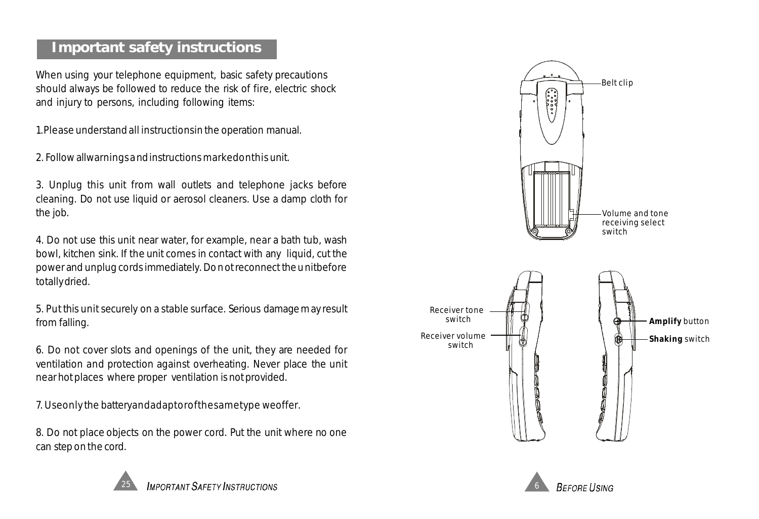## Important safety instructions

When using your telephone equipment, basic safety precautions should always be followed to reduce the risk of fire, electric shock and injury to persons, including following items:

1.Please understand all instructionsin the operation manual.

2. Follow allwarningsandinstructions markedonthis unit.

3. Unplug this unit from wall outlets and telephone jacks before cleaning. Do not use liquid or aerosol cleaners. Use a damp cloth for the job.

4. Do not use this unit near water, for example, near a bath tub, wash bowl, kitchen sink. If the unit comes in contact with any liquid, cut the power and unplug cords immediately. Do not reconnect the unitbefore totallydried.

5. Put this unit securely on a stable surface. Serious damage may result from falling.

6. Do not cover slots and openings of the unit, they are needed for ventilation and protection against overheating. Never place the unit near hot places where proper ventilation is not provided.

7. Useonly the batteryandadaptorofthesametype weoffer.

8. Do not place objects on the power cord. Put the unit where no one can step on the cord.

Belt clip

Volume and tone receiving select switch

Receiver tone switch

Receiver volume switch

**Amplify** button

**Shaking** switch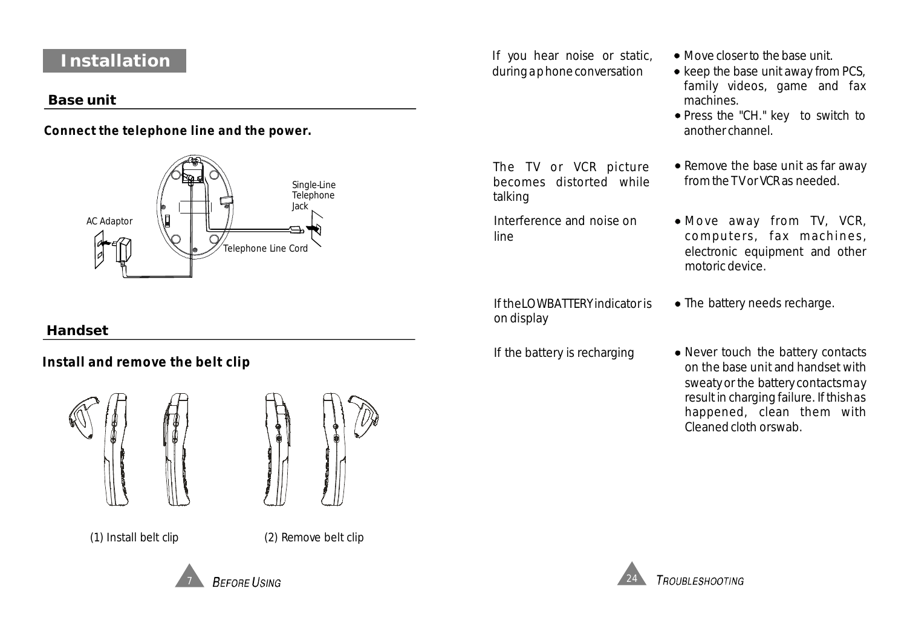# Installation

## Base unit

**Connect the telephone line and the power.**

Single-Line Telephone Jack

AC Adaptor

Telephone Line Cord

## Handset

**Install and remove the belt clip**

(1) Install belt clip (2) Remove belt clip

| | |
|---|---|
| If you hear noise or static, during a phone conversation | • Move closer to the base unit.<br>• keep the base unit away from PCS, family videos, game and fax machines.<br>• Press the "CH." key to switch to another channel. |
| The TV or VCR picture becomes distorted while talking | • Remove the base unit as far away from the TV or VCR as needed. |
| Interference and noise on line | • Move away from TV, VCR, computers, fax machines, electronic equipment and other motoric device. |
| If the LOW BATTERY indicator is on display | • The battery needs recharge. |
| If the battery is recharging | • Never touch the battery contacts on the base unit and handset with sweaty or the battery contacts may result in charging failure. If this has happened, clean them with Cleaned cloth or swab. |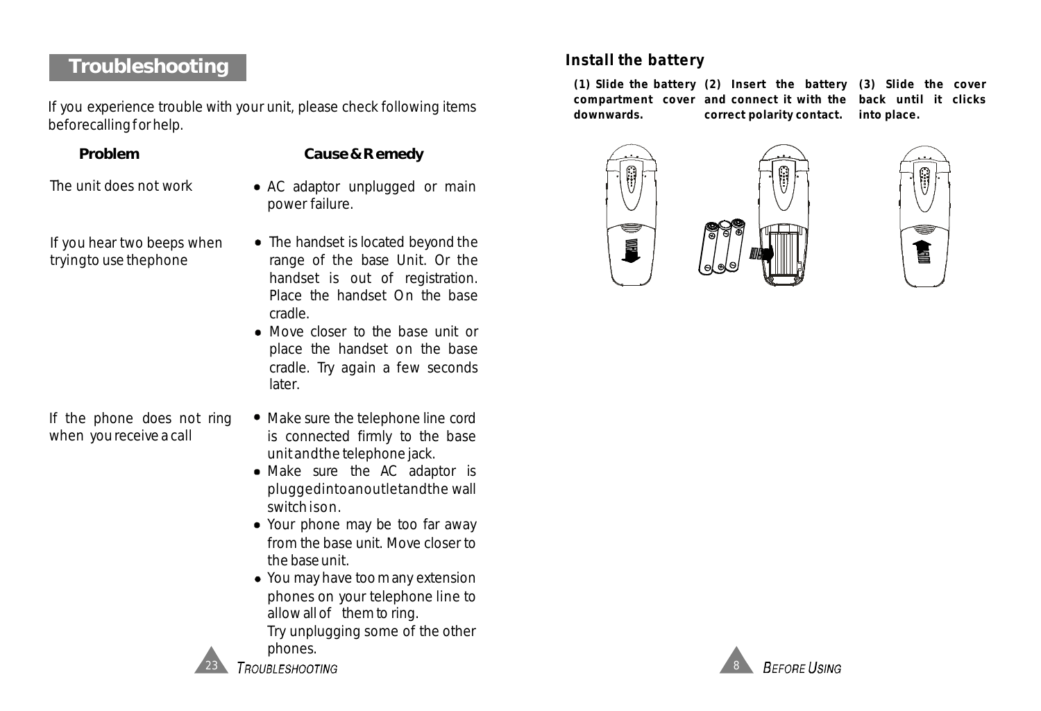# Troubleshooting

If you experience trouble with your unit, please check following items before calling for help.

| Problem | Cause & Remedy |
| --- | --- |
| The unit does not work | • AC adaptor unplugged or main power failure. |
| If you hear two beeps when trying to use the phone | • The handset is located beyond the range of the base Unit. Or the handset is out of registration. Place the handset On the base cradle.<br>• Move closer to the base unit or place the handset on the base cradle. Try again a few seconds later. |
| If the phone does not ring when you receive a call | • Make sure the telephone line cord is connected firmly to the base unit and the telephone jack.<br>• Make sure the AC adaptor is plugged into an outlet and the wall switch is on.<br>• Your phone may be too far away from the base unit. Move closer to the base unit.<br>• You may have too many extension phones on your telephone line to allow all of them to ring. Try unplugging some of the other phones. |

## Install the battery

**(1) Slide the battery compartment cover downwards.**

**(2) Insert the battery and connect it with the correct polarity contact.**

**(3) Slide the cover back until it clicks into place.**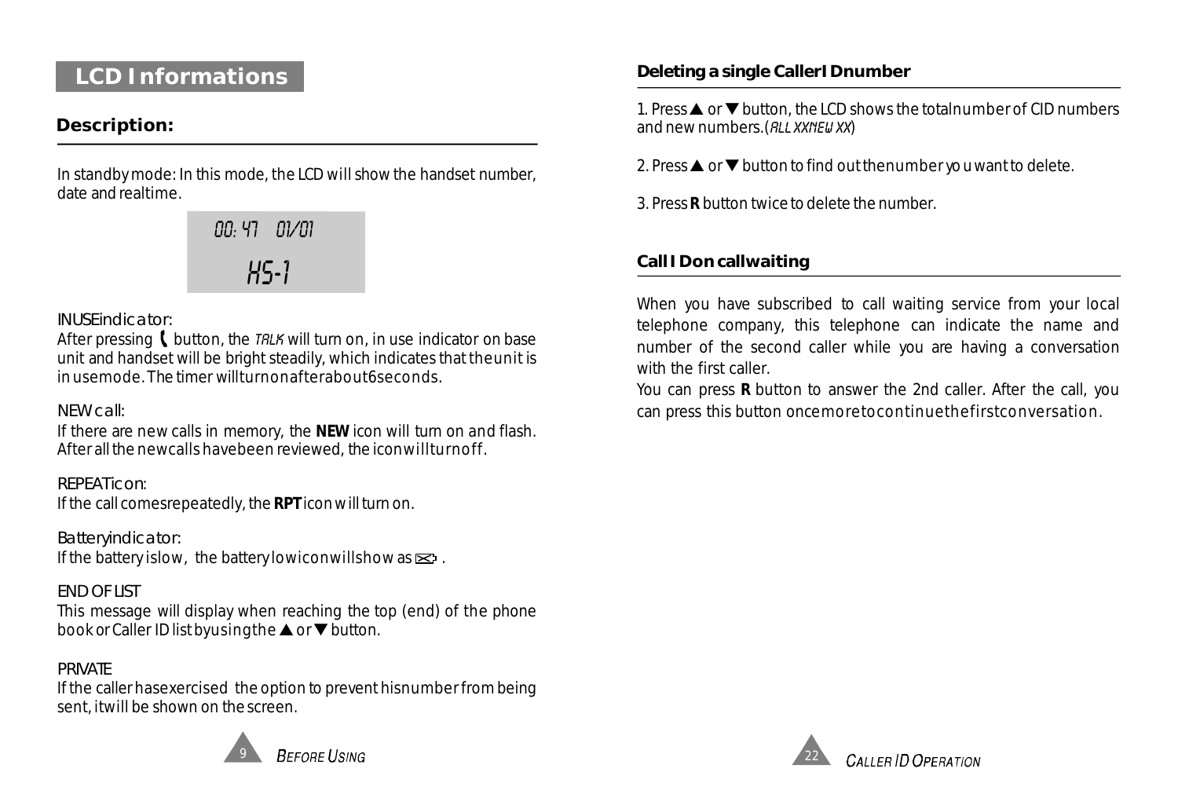## LCD Informations

### Description:

In standby mode: In this mode, the LCD will show the handset number, date and realtime.

```
00: 47   01/01
    HS-1
```

INUSE indicator:

After pressing ( button, the TALK will turn on, in use indicator on base unit and handset will be bright steadily, which indicates that the unit is in use mode. The timer will turn on after about 6 seconds.

NEW call:

If there are new calls in memory, the **NEW** icon will turn on and flash. After all the new calls have been reviewed, the icon will turn off.

REPEAT icon:

If the call comes repeatedly, the **RPT** icon will turn on.

Battery indicator:

If the battery is low, the battery low icon will show as ▭ .

END OF LIST

This message will display when reaching the top (end) of the phone book or Caller ID list by using the ▲ or ▼ button.

PRIVATE

If the caller has exercised the option to prevent his number from being sent, it will be shown on the screen.

### Deleting a single CallerID number

1. Press ▲ or ▼ button, the LCD shows the total number of CID numbers and new numbers. (ALL XX NEW XX)

2. Press ▲ or ▼ button to find out the number you want to delete.

3. Press **R** button twice to delete the number.

### CallID on callwaiting

When you have subscribed to call waiting service from your local telephone company, this telephone can indicate the name and number of the second caller while you are having a conversation with the first caller.

You can press **R** button to answer the 2nd caller. After the call, you can press this button once more to continue the first conversation.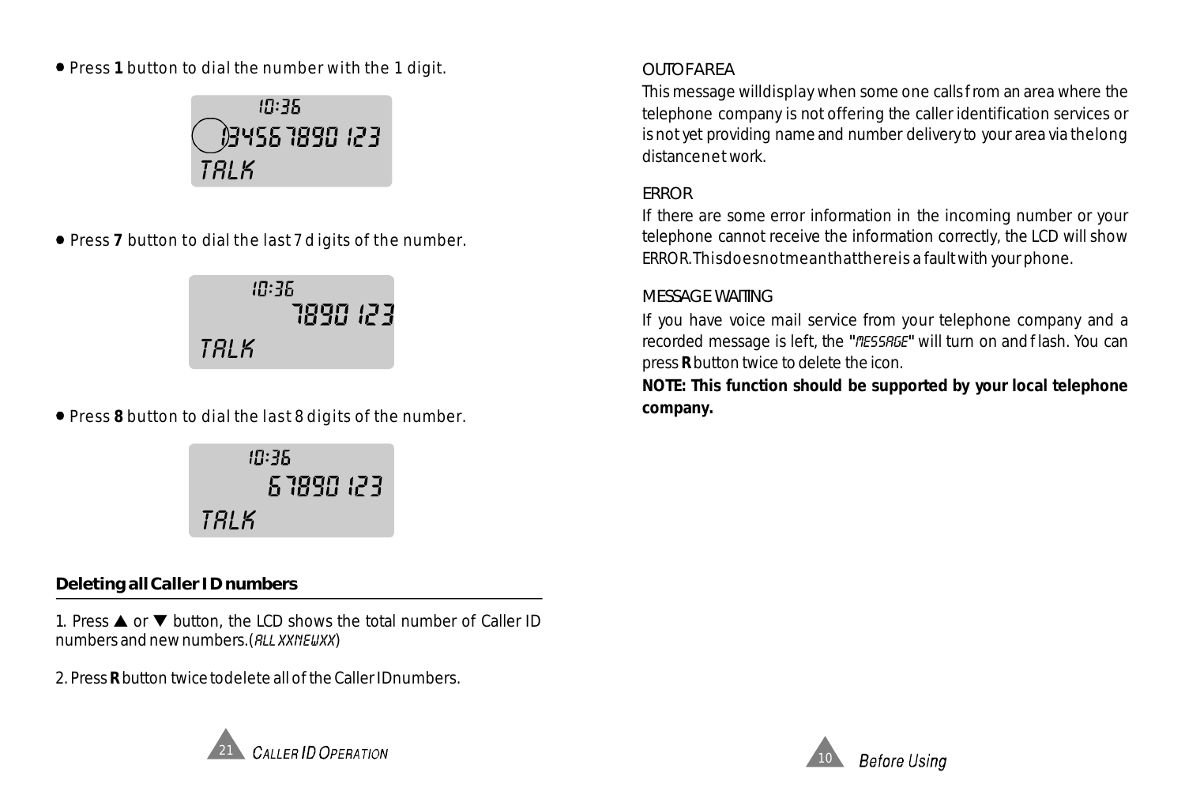- Press **1** button to dial the number with the 1 digit.

```
      10:36
1345678890123
TALK
```

- Press **7** button to dial the last 7 digits of the number.

```
      10:36
      7890123
TALK
```

- Press **8** button to dial the last 8 digits of the number.

```
      10:36
     67890123
TALK
```

### Deleting all Caller ID numbers

1. Press ▲ or ▼ button, the LCD shows the total number of Caller ID numbers and new numbers.(ALL XXNEWXX)

2. Press **R** button twice to delete all of the Caller ID numbers.

OUT OF AREA

This message will display when some one calls from an area where the telephone company is not offering the caller identification services or is not yet providing name and number delivery to your area via the long distance net work.

ERROR

If there are some error information in the incoming number or your telephone cannot receive the information correctly, the LCD will show ERROR. This does not mean that there is a fault with your phone.

MESSAGE WAITING

If you have voice mail service from your telephone company and a recorded message is left, the "MESSAGE" will turn on and flash. You can press **R** button twice to delete the icon.

**NOTE: This function should be supported by your local telephone company.**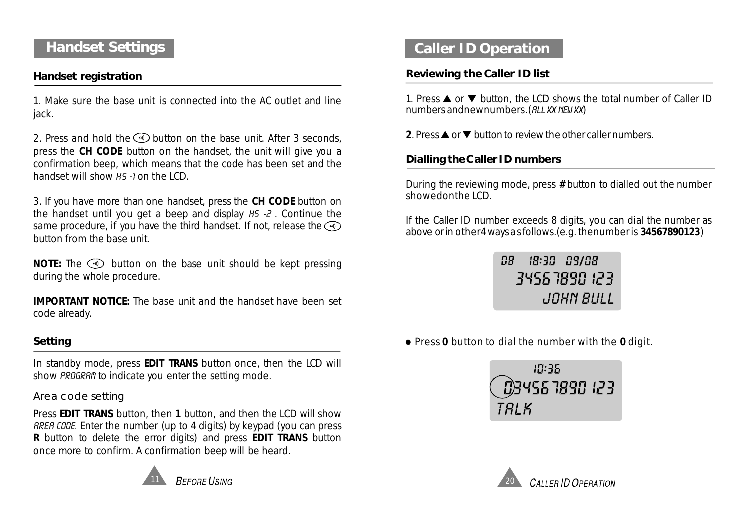## Handset Settings

### Handset registration

1. Make sure the base unit is connected into the AC outlet and line jack.

2. Press and hold the ⊙ button on the base unit. After 3 seconds, press the **CH CODE** button on the handset, the unit will give you a confirmation beep, which means that the code has been set and the handset will show *HS -1* on the LCD.

3. If you have more than one handset, press the **CH CODE** button on the handset until you get a beep and display *HS -2* . Continue the same procedure, if you have the third handset. If not, release the ⊙ button from the base unit.

**NOTE:** The ⊙ button on the base unit should be kept pressing during the whole procedure.

**IMPORTANT NOTICE:** The base unit and the handset have been set code already.

### Setting

In standby mode, press **EDIT TRANS** button once, then the LCD will show *PROGRAM* to indicate you enter the setting mode.

#### Area code setting

Press **EDIT TRANS** button, then **1** button, and then the LCD will show *AREA CODE.* Enter the number (up to 4 digits) by keypad (you can press **R** button to delete the error digits) and press **EDIT TRANS** button once more to confirm. A confirmation beep will be heard.

## Caller ID Operation

### Reviewing the Caller ID list

1. Press ▲ or ▼ button, the LCD shows the total number of Caller ID numbers and new numbers. (*ALL XX NEW XX*)

**2**. Press ▲ or ▼ button to review the other caller numbers.

### Dialling the Caller ID numbers

During the reviewing mode, press **#** button to dialled out the number showed on the LCD.

If the Caller ID number exceeds 8 digits, you can dial the number as above or in other 4 ways as follows. (e.g. the number is **34567890123**)

```
08   18:30  09/08
  34567890123
      JOHN BULL
```

- Press **0** button to dial the number with the **0** digit.

```
    10:36
03456789O123
TALK
```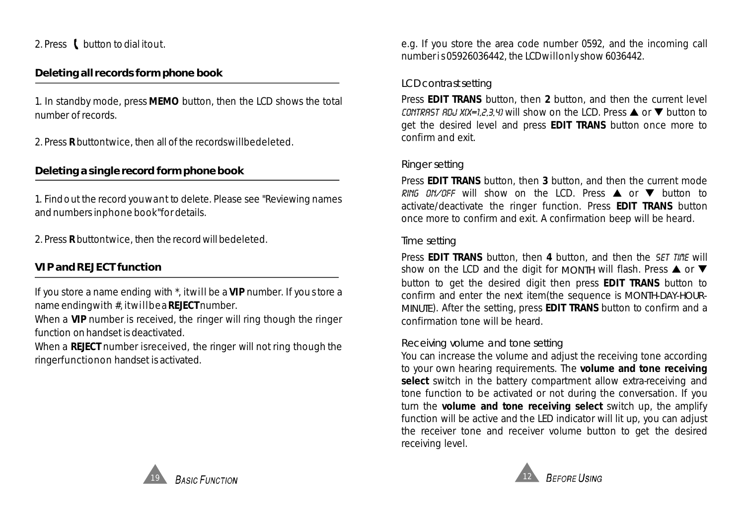2. Press ( button to dial it out.

## Deleting all records form phone book

1. In standby mode, press **MEMO** button, then the LCD shows the total number of records.

2. Press **R** button twice, then all of the records will be deleted.

## Deleting a single record form phone book

1. Find out the record you want to delete. Please see "Reviewing names and numbers in phone book" for details.

2. Press **R** button twice, then the record will be deleted.

## VIP and REJECT function

If you store a name ending with *, it will be a **VIP** number. If you store a name ending with #, it will be a **REJECT** number.

When a **VIP** number is received, the ringer will ring though the ringer function on handset is deactivated.

When a **REJECT** number is received, the ringer will not ring though the ringer function on handset is activated.

e.g. If you store the area code number 0592, and the incoming call number is 05926036442, the LCD will only show 6036442.

### LCD contrast setting

Press **EDIT TRANS** button, then **2** button, and then the current level CONTRAST ADJ X(X=1,2,3,4) will show on the LCD. Press ▲ or ▼ button to get the desired level and press **EDIT TRANS** button once more to confirm and exit.

### Ringer setting

Press **EDIT TRANS** button, then **3** button, and then the current mode RING ON/OFF will show on the LCD. Press ▲ or ▼ button to activate/deactivate the ringer function. Press **EDIT TRANS** button once more to confirm and exit. A confirmation beep will be heard.

### Time setting

Press **EDIT TRANS** button, then **4** button, and then the SET TIME will show on the LCD and the digit for MONTH will flash. Press ▲ or ▼ button to get the desired digit then press **EDIT TRANS** button to confirm and enter the next item(the sequence is MONTH-DAY-HOUR-MINUTE). After the setting, press **EDIT TRANS** button to confirm and a confirmation tone will be heard.

### Receiving volume and tone setting

You can increase the volume and adjust the receiving tone according to your own hearing requirements. The **volume and tone receiving select** switch in the battery compartment allow extra-receiving and tone function to be activated or not during the conversation. If you turn the **volume and tone receiving select** switch up, the amplify function will be active and the LED indicator will lit up, you can adjust the receiver tone and receiver volume button to get the desired receiving level.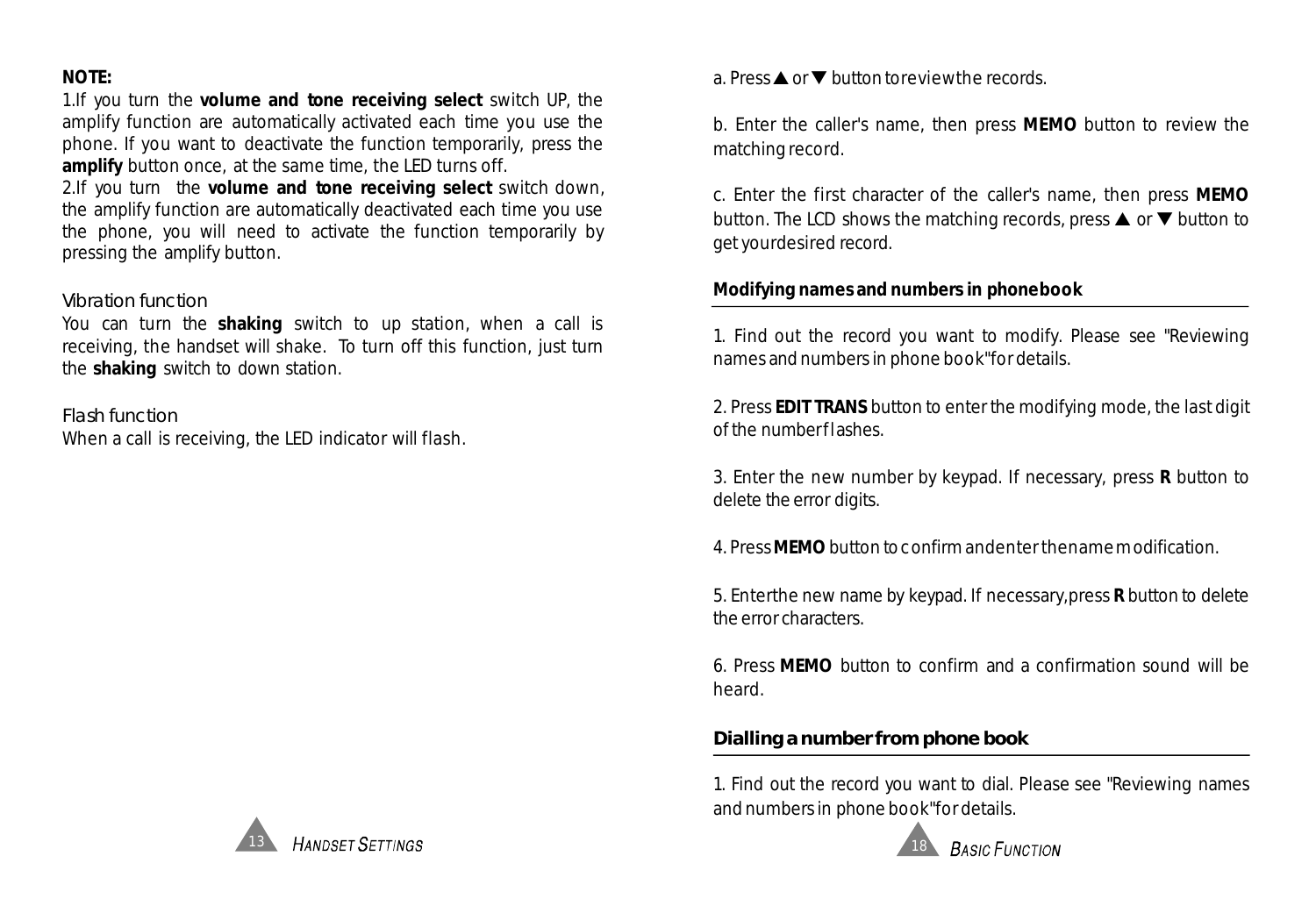**NOTE:**

1.If you turn the **volume and tone receiving select** switch UP, the amplify function are automatically activated each time you use the phone. If you want to deactivate the function temporarily, press the **amplify** button once, at the same time, the LED turns off.

2.If you turn the **volume and tone receiving select** switch down, the amplify function are automatically deactivated each time you use the phone, you will need to activate the function temporarily by pressing the amplify button.

### Vibration function

You can turn the **shaking** switch to up station, when a call is receiving, the handset will shake. To turn off this function, just turn the **shaking** switch to down station.

### Flash function

When a call is receiving, the LED indicator will flash.

a. Press ▲ or ▼ button to review the records.

b. Enter the caller's name, then press **MEMO** button to review the matching record.

c. Enter the first character of the caller's name, then press **MEMO** button. The LCD shows the matching records, press ▲ or ▼ button to get your desired record.

### Modifying names and numbers in phonebook

1. Find out the record you want to modify. Please see "Reviewing names and numbers in phone book" for details.

2. Press **EDIT TRANS** button to enter the modifying mode, the last digit of the number flashes.

3. Enter the new number by keypad. If necessary, press **R** button to delete the error digits.

4. Press **MEMO** button to confirm and enter the name modification.

5. Enter the new name by keypad. If necessary, press **R** button to delete the error characters.

6. Press **MEMO** button to confirm and a confirmation sound will be heard.

### Dialling a number from phone book

1. Find out the record you want to dial. Please see "Reviewing names and numbers in phone book" for details.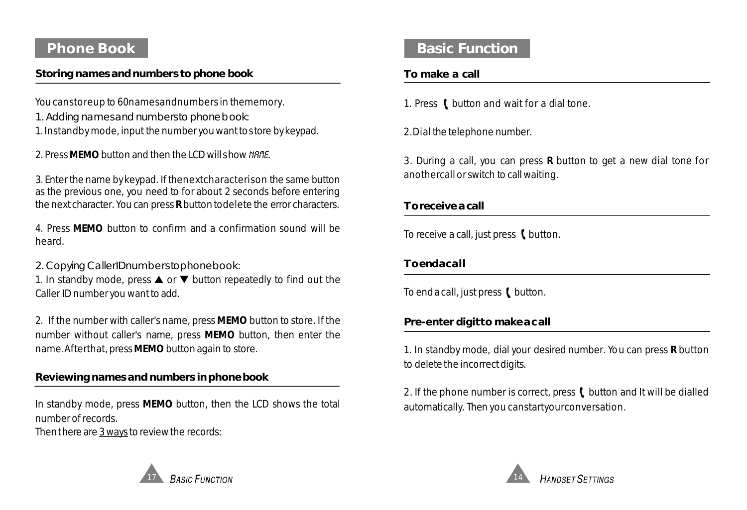## Phone Book

### Storing names and numbers to phone book

You can store up to 60 names and numbers in the memory.

1. Adding names and numbers to phone book:

1. In standby mode, input the number you want to store by keypad.

2. Press **MEMO** button and then the LCD will show NAME.

3. Enter the name by keypad. If the next character is on the same button as the previous one, you need to for about 2 seconds before entering the next character. You can press **R** button to delete the error characters.

4. Press **MEMO** button to confirm and a confirmation sound will be heard.

2. Copying Caller ID numbers to phone book:

1. In standby mode, press ▲ or ▼ button repeatedly to find out the Caller ID number you want to add.

2. If the number with caller's name, press **MEMO** button to store. If the number without caller's name, press **MEMO** button, then enter the name. After that, press **MEMO** button again to store.

### Reviewing names and numbers in phone book

In standby mode, press **MEMO** button, then the LCD shows the total number of records.
Then there are 3 ways to review the records:

## Basic Function

### To make a call

1. Press button and wait for a dial tone.

2. Dial the telephone number.

3. During a call, you can press **R** button to get a new dial tone for another call or switch to call waiting.

### To receive a call

To receive a call, just press button.

### To end a call

To end a call, just press button.

### Pre-enter digit to make a call

1. In standby mode, dial your desired number. You can press **R** button to delete the incorrect digits.

2. If the phone number is correct, press button and It will be dialled automatically. Then you can start your conversation.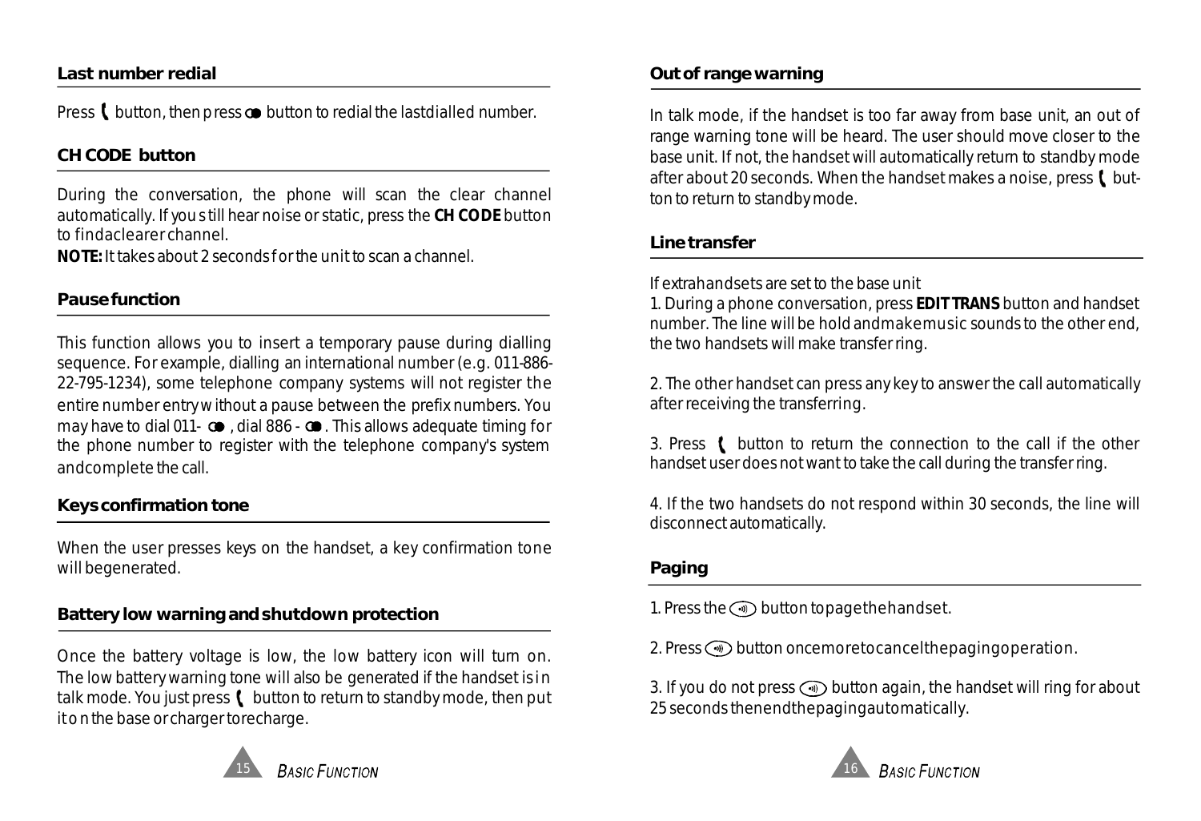## Last number redial

Press button, then press button to redial the last dialled number.

## CH CODE button

During the conversation, the phone will scan the clear channel automatically. If you still hear noise or static, press the **CH CODE** button to find a clearer channel.

**NOTE:** It takes about 2 seconds for the unit to scan a channel.

## Pause function

This function allows you to insert a temporary pause during dialling sequence. For example, dialling an international number (e.g. 011-886-22-795-1234), some telephone company systems will not register the entire number entry without a pause between the prefix numbers. You may have to dial 011- , dial 886 - . This allows adequate timing for the phone number to register with the telephone company's system and complete the call.

## Keys confirmation tone

When the user presses keys on the handset, a key confirmation tone will be generated.

## Battery low warning and shutdown protection

Once the battery voltage is low, the low battery icon will turn on. The low battery warning tone will also be generated if the handset is in talk mode. You just press button to return to standby mode, then put it on the base or charger to recharge.

## Out of range warning

In talk mode, if the handset is too far away from base unit, an out of range warning tone will be heard. The user should move closer to the base unit. If not, the handset will automatically return to standby mode after about 20 seconds. When the handset makes a noise, press button to return to standby mode.

## Line transfer

If extra handsets are set to the base unit

1. During a phone conversation, press **EDIT TRANS** button and handset number. The line will be hold and make music sounds to the other end, the two handsets will make transfer ring.

2. The other handset can press any key to answer the call automatically after receiving the transferring.

3. Press button to return the connection to the call if the other handset user does not want to take the call during the transfer ring.

4. If the two handsets do not respond within 30 seconds, the line will disconnect automatically.

## Paging

1. Press the button to page the handset.

2. Press button once more to cancel the paging operation.

3. If you do not press button again, the handset will ring for about 25 seconds then end the paging automatically.